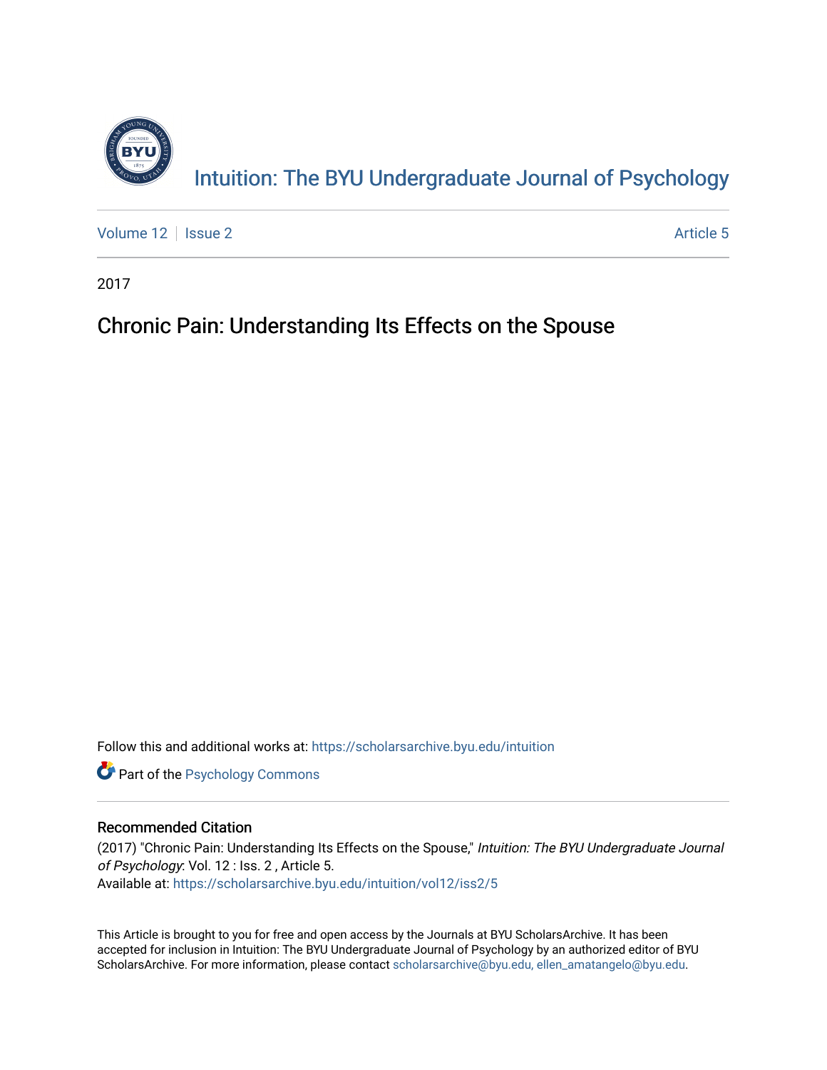# Intuition: The BYU Undergraduate Journal of Psychology

Volume 12 | Issue 2 Article 5

2017

## Chronic Pain: Understanding Its Effects on the Spouse

Follow this and additional works at: https://scholarsarchive.byu.edu/intuition

Part of the Psychology Commons

### Recommended Citation

(2017) "Chronic Pain: Understanding Its Effects on the Spouse," *Intuition: The BYU Undergraduate Journal of Psychology*: Vol. 12 : Iss. 2 , Article 5.
Available at: https://scholarsarchive.byu.edu/intuition/vol12/iss2/5

This Article is brought to you for free and open access by the Journals at BYU ScholarsArchive. It has been accepted for inclusion in Intuition: The BYU Undergraduate Journal of Psychology by an authorized editor of BYU ScholarsArchive. For more information, please contact scholarsarchive@byu.edu, ellen_amatangelo@byu.edu.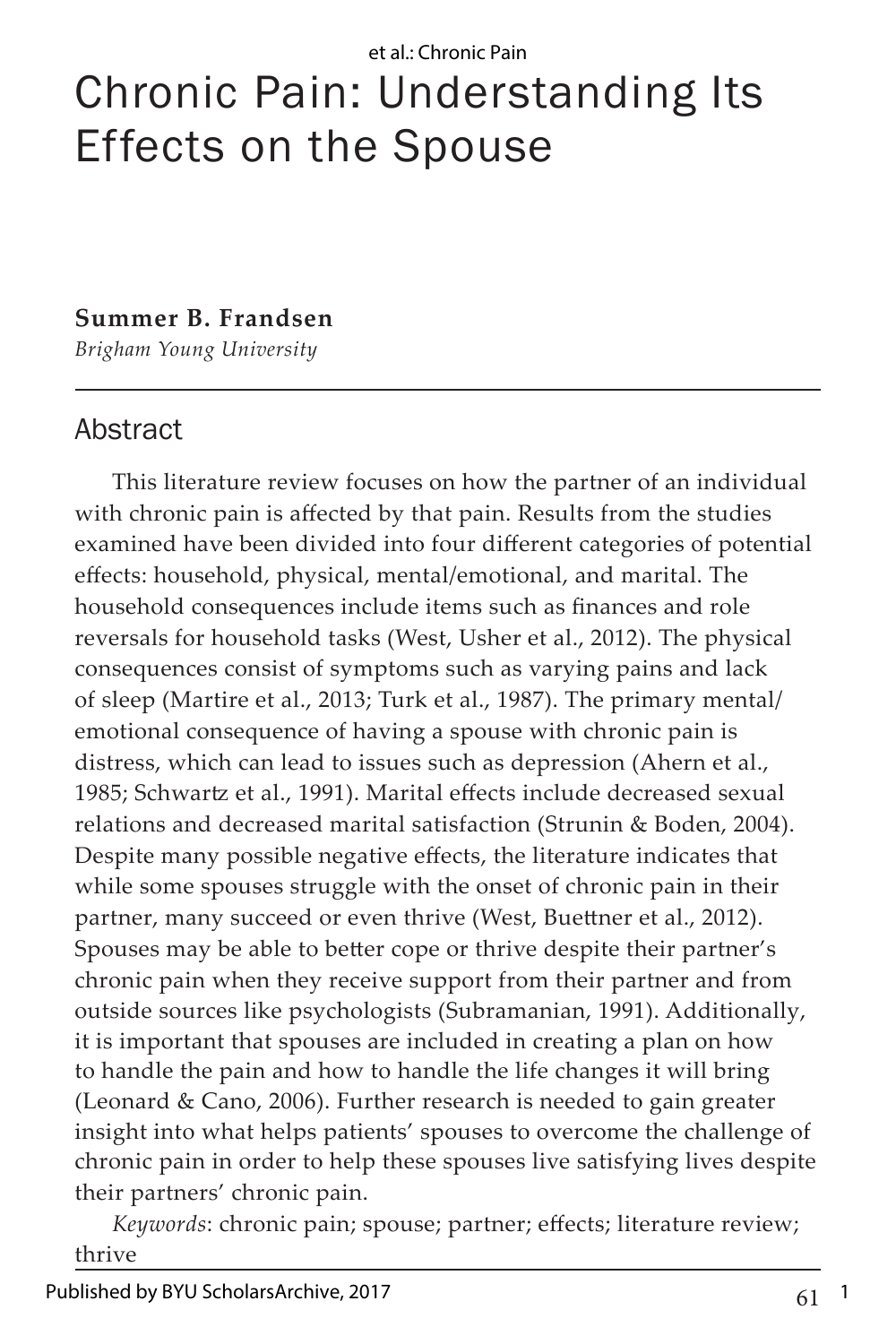# Chronic Pain: Understanding Its Effects on the Spouse

**Summer B. Frandsen**
*Brigham Young University*

## Abstract

This literature review focuses on how the partner of an individual with chronic pain is affected by that pain. Results from the studies examined have been divided into four different categories of potential effects: household, physical, mental/emotional, and marital. The household consequences include items such as finances and role reversals for household tasks (West, Usher et al., 2012). The physical consequences consist of symptoms such as varying pains and lack of sleep (Martire et al., 2013; Turk et al., 1987). The primary mental/emotional consequence of having a spouse with chronic pain is distress, which can lead to issues such as depression (Ahern et al., 1985; Schwartz et al., 1991). Marital effects include decreased sexual relations and decreased marital satisfaction (Strunin & Boden, 2004). Despite many possible negative effects, the literature indicates that while some spouses struggle with the onset of chronic pain in their partner, many succeed or even thrive (West, Buettner et al., 2012). Spouses may be able to better cope or thrive despite their partner's chronic pain when they receive support from their partner and from outside sources like psychologists (Subramanian, 1991). Additionally, it is important that spouses are included in creating a plan on how to handle the pain and how to handle the life changes it will bring (Leonard & Cano, 2006). Further research is needed to gain greater insight into what helps patients' spouses to overcome the challenge of chronic pain in order to help these spouses live satisfying lives despite their partners' chronic pain.

*Keywords*: chronic pain; spouse; partner; effects; literature review; thrive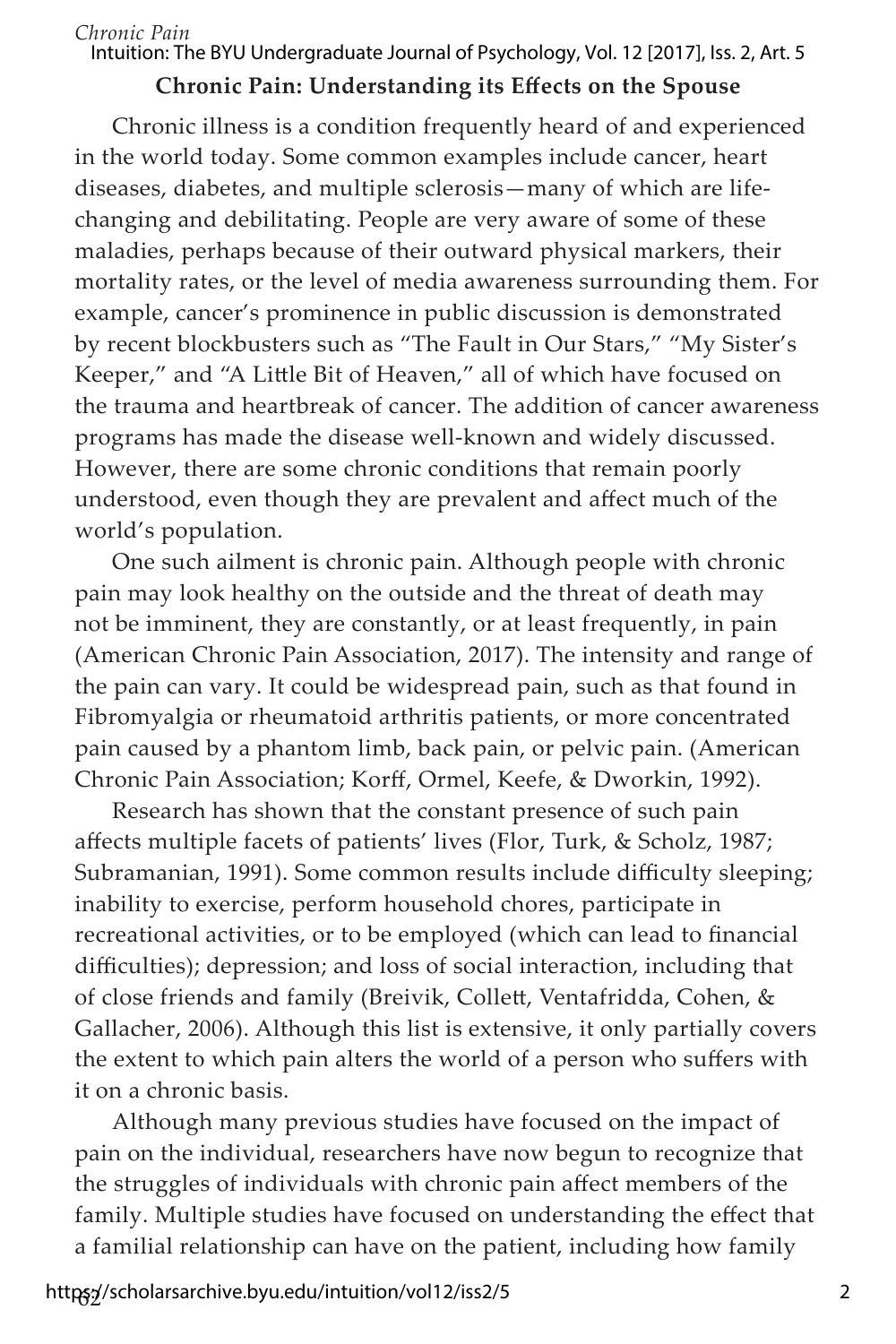## Chronic Pain: Understanding its Effects on the Spouse

Chronic illness is a condition frequently heard of and experienced in the world today. Some common examples include cancer, heart diseases, diabetes, and multiple sclerosis—many of which are life-changing and debilitating. People are very aware of some of these maladies, perhaps because of their outward physical markers, their mortality rates, or the level of media awareness surrounding them. For example, cancer's prominence in public discussion is demonstrated by recent blockbusters such as "The Fault in Our Stars," "My Sister's Keeper," and "A Little Bit of Heaven," all of which have focused on the trauma and heartbreak of cancer. The addition of cancer awareness programs has made the disease well-known and widely discussed. However, there are some chronic conditions that remain poorly understood, even though they are prevalent and affect much of the world's population.

One such ailment is chronic pain. Although people with chronic pain may look healthy on the outside and the threat of death may not be imminent, they are constantly, or at least frequently, in pain (American Chronic Pain Association, 2017). The intensity and range of the pain can vary. It could be widespread pain, such as that found in Fibromyalgia or rheumatoid arthritis patients, or more concentrated pain caused by a phantom limb, back pain, or pelvic pain. (American Chronic Pain Association; Korff, Ormel, Keefe, & Dworkin, 1992).

Research has shown that the constant presence of such pain affects multiple facets of patients' lives (Flor, Turk, & Scholz, 1987; Subramanian, 1991). Some common results include difficulty sleeping; inability to exercise, perform household chores, participate in recreational activities, or to be employed (which can lead to financial difficulties); depression; and loss of social interaction, including that of close friends and family (Breivik, Collett, Ventafridda, Cohen, & Gallacher, 2006). Although this list is extensive, it only partially covers the extent to which pain alters the world of a person who suffers with it on a chronic basis.

Although many previous studies have focused on the impact of pain on the individual, researchers have now begun to recognize that the struggles of individuals with chronic pain affect members of the family. Multiple studies have focused on understanding the effect that a familial relationship can have on the patient, including how family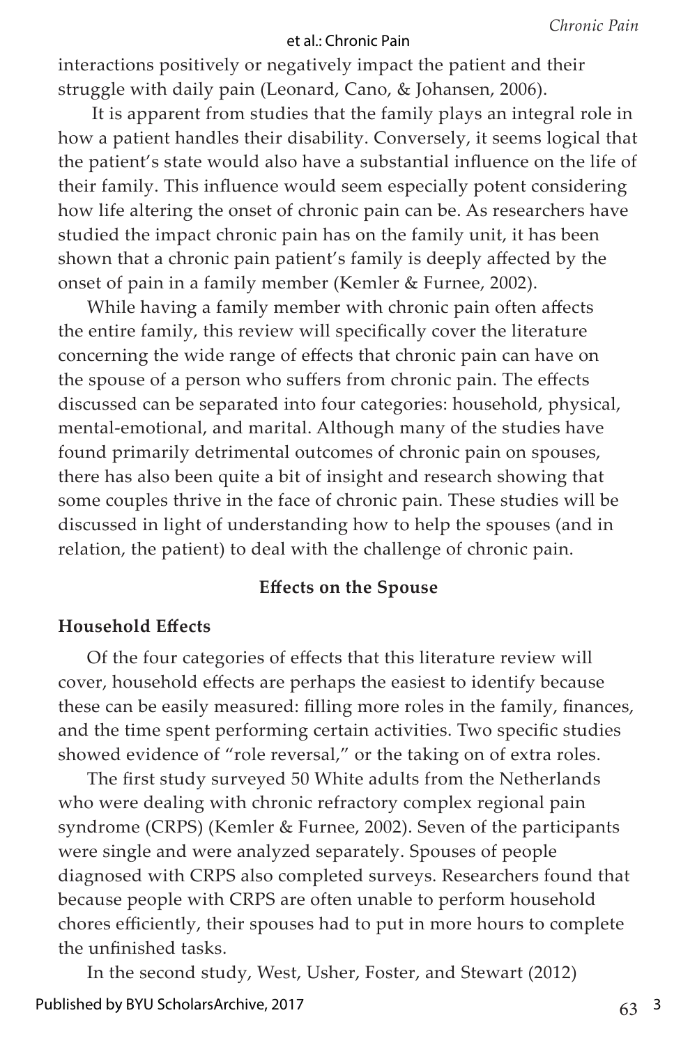interactions positively or negatively impact the patient and their struggle with daily pain (Leonard, Cano, & Johansen, 2006).

It is apparent from studies that the family plays an integral role in how a patient handles their disability. Conversely, it seems logical that the patient's state would also have a substantial influence on the life of their family. This influence would seem especially potent considering how life altering the onset of chronic pain can be. As researchers have studied the impact chronic pain has on the family unit, it has been shown that a chronic pain patient's family is deeply affected by the onset of pain in a family member (Kemler & Furnee, 2002).

While having a family member with chronic pain often affects the entire family, this review will specifically cover the literature concerning the wide range of effects that chronic pain can have on the spouse of a person who suffers from chronic pain. The effects discussed can be separated into four categories: household, physical, mental-emotional, and marital. Although many of the studies have found primarily detrimental outcomes of chronic pain on spouses, there has also been quite a bit of insight and research showing that some couples thrive in the face of chronic pain. These studies will be discussed in light of understanding how to help the spouses (and in relation, the patient) to deal with the challenge of chronic pain.

## Effects on the Spouse

### Household Effects

Of the four categories of effects that this literature review will cover, household effects are perhaps the easiest to identify because these can be easily measured: filling more roles in the family, finances, and the time spent performing certain activities. Two specific studies showed evidence of "role reversal," or the taking on of extra roles.

The first study surveyed 50 White adults from the Netherlands who were dealing with chronic refractory complex regional pain syndrome (CRPS) (Kemler & Furnee, 2002). Seven of the participants were single and were analyzed separately. Spouses of people diagnosed with CRPS also completed surveys. Researchers found that because people with CRPS are often unable to perform household chores efficiently, their spouses had to put in more hours to complete the unfinished tasks.

In the second study, West, Usher, Foster, and Stewart (2012)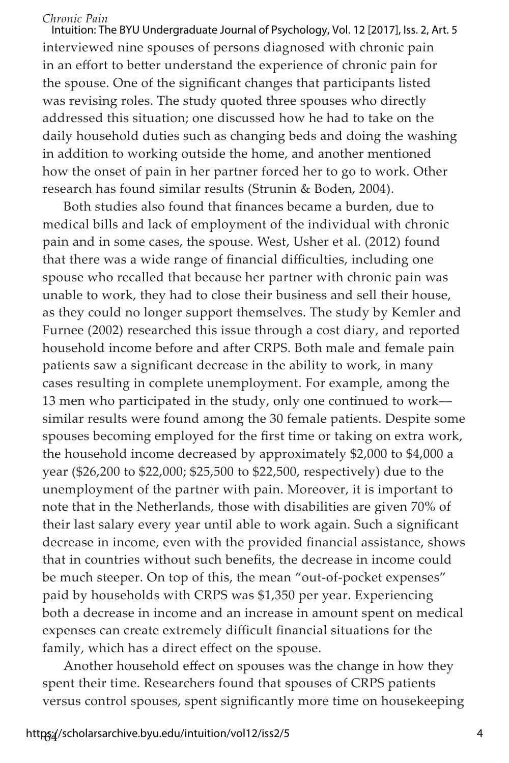interviewed nine spouses of persons diagnosed with chronic pain in an effort to better understand the experience of chronic pain for the spouse. One of the significant changes that participants listed was revising roles. The study quoted three spouses who directly addressed this situation; one discussed how he had to take on the daily household duties such as changing beds and doing the washing in addition to working outside the home, and another mentioned how the onset of pain in her partner forced her to go to work. Other research has found similar results (Strunin & Boden, 2004).

Both studies also found that finances became a burden, due to medical bills and lack of employment of the individual with chronic pain and in some cases, the spouse. West, Usher et al. (2012) found that there was a wide range of financial difficulties, including one spouse who recalled that because her partner with chronic pain was unable to work, they had to close their business and sell their house, as they could no longer support themselves. The study by Kemler and Furnee (2002) researched this issue through a cost diary, and reported household income before and after CRPS. Both male and female pain patients saw a significant decrease in the ability to work, in many cases resulting in complete unemployment. For example, among the 13 men who participated in the study, only one continued to work–– similar results were found among the 30 female patients. Despite some spouses becoming employed for the first time or taking on extra work, the household income decreased by approximately $2,000 to $4,000 a year ($26,200 to $22,000; $25,500 to $22,500, respectively) due to the unemployment of the partner with pain. Moreover, it is important to note that in the Netherlands, those with disabilities are given 70% of their last salary every year until able to work again. Such a significant decrease in income, even with the provided financial assistance, shows that in countries without such benefits, the decrease in income could be much steeper. On top of this, the mean "out-of-pocket expenses" paid by households with CRPS was $1,350 per year. Experiencing both a decrease in income and an increase in amount spent on medical expenses can create extremely difficult financial situations for the family, which has a direct effect on the spouse.

Another household effect on spouses was the change in how they spent their time. Researchers found that spouses of CRPS patients versus control spouses, spent significantly more time on housekeeping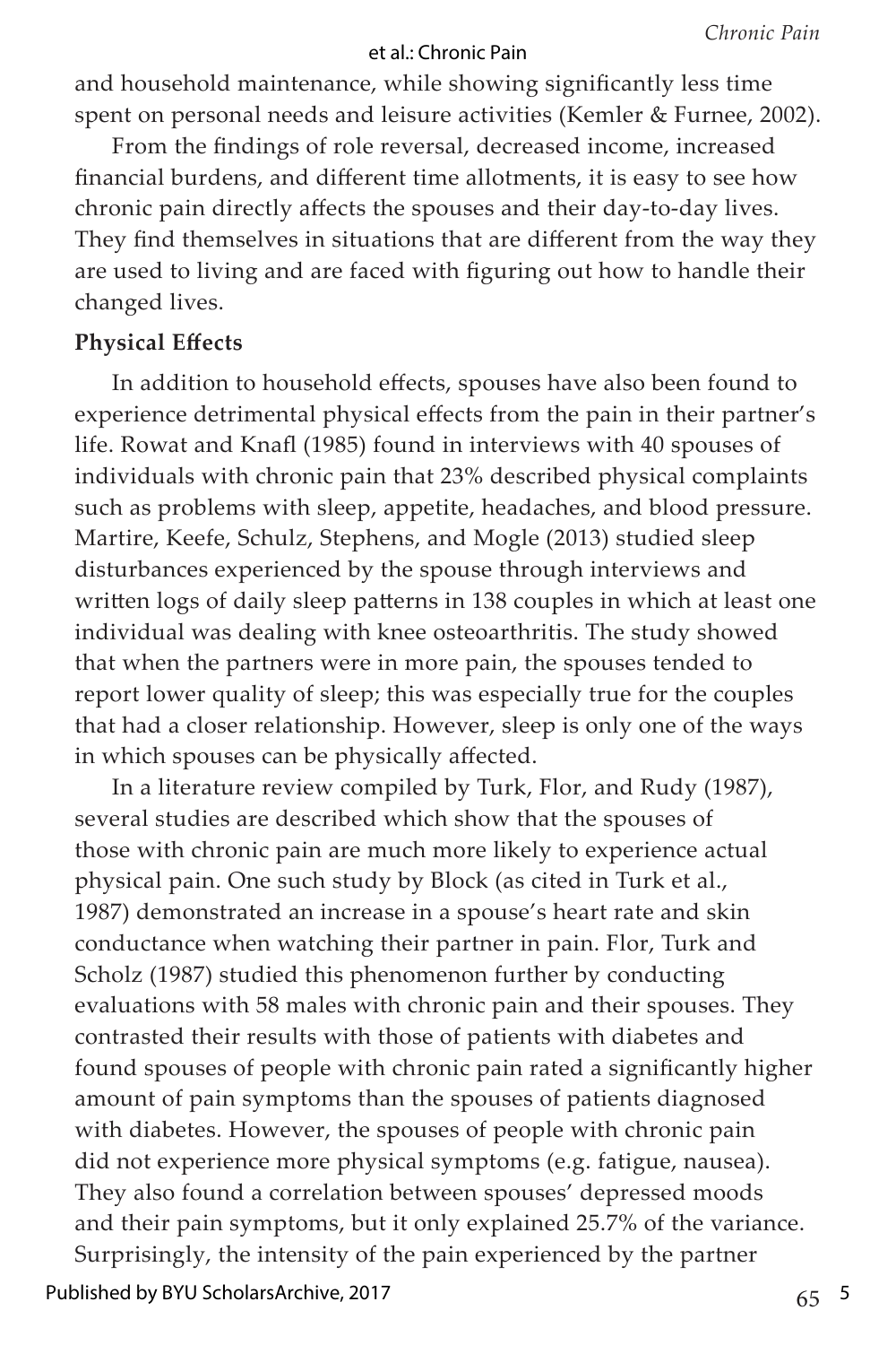and household maintenance, while showing significantly less time spent on personal needs and leisure activities (Kemler & Furnee, 2002).

From the findings of role reversal, decreased income, increased financial burdens, and different time allotments, it is easy to see how chronic pain directly affects the spouses and their day-to-day lives. They find themselves in situations that are different from the way they are used to living and are faced with figuring out how to handle their changed lives.

**Physical Effects**

In addition to household effects, spouses have also been found to experience detrimental physical effects from the pain in their partner's life. Rowat and Knafl (1985) found in interviews with 40 spouses of individuals with chronic pain that 23% described physical complaints such as problems with sleep, appetite, headaches, and blood pressure. Martire, Keefe, Schulz, Stephens, and Mogle (2013) studied sleep disturbances experienced by the spouse through interviews and written logs of daily sleep patterns in 138 couples in which at least one individual was dealing with knee osteoarthritis. The study showed that when the partners were in more pain, the spouses tended to report lower quality of sleep; this was especially true for the couples that had a closer relationship. However, sleep is only one of the ways in which spouses can be physically affected.

In a literature review compiled by Turk, Flor, and Rudy (1987), several studies are described which show that the spouses of those with chronic pain are much more likely to experience actual physical pain. One such study by Block (as cited in Turk et al., 1987) demonstrated an increase in a spouse's heart rate and skin conductance when watching their partner in pain. Flor, Turk and Scholz (1987) studied this phenomenon further by conducting evaluations with 58 males with chronic pain and their spouses. They contrasted their results with those of patients with diabetes and found spouses of people with chronic pain rated a significantly higher amount of pain symptoms than the spouses of patients diagnosed with diabetes. However, the spouses of people with chronic pain did not experience more physical symptoms (e.g. fatigue, nausea). They also found a correlation between spouses' depressed moods and their pain symptoms, but it only explained 25.7% of the variance. Surprisingly, the intensity of the pain experienced by the partner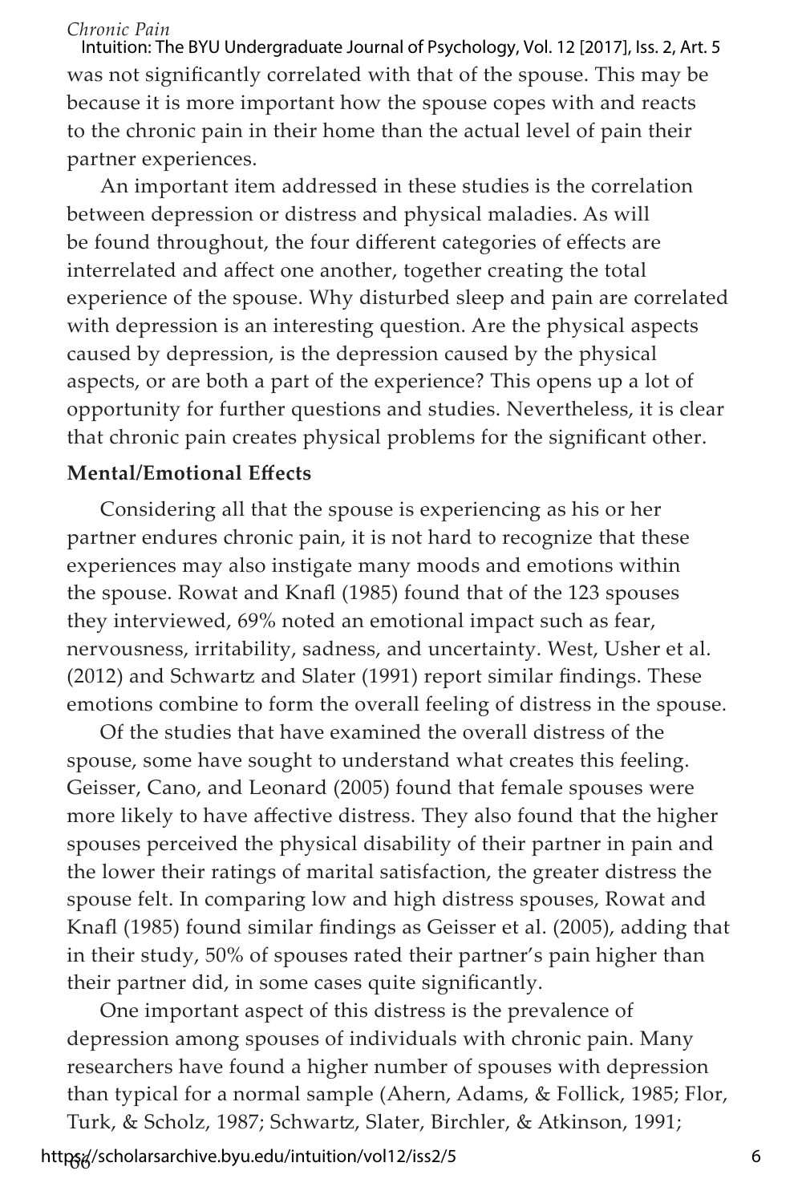was not significantly correlated with that of the spouse. This may be because it is more important how the spouse copes with and reacts to the chronic pain in their home than the actual level of pain their partner experiences.

An important item addressed in these studies is the correlation between depression or distress and physical maladies. As will be found throughout, the four different categories of effects are interrelated and affect one another, together creating the total experience of the spouse. Why disturbed sleep and pain are correlated with depression is an interesting question. Are the physical aspects caused by depression, is the depression caused by the physical aspects, or are both a part of the experience? This opens up a lot of opportunity for further questions and studies. Nevertheless, it is clear that chronic pain creates physical problems for the significant other.

**Mental/Emotional Effects**

Considering all that the spouse is experiencing as his or her partner endures chronic pain, it is not hard to recognize that these experiences may also instigate many moods and emotions within the spouse. Rowat and Knafl (1985) found that of the 123 spouses they interviewed, 69% noted an emotional impact such as fear, nervousness, irritability, sadness, and uncertainty. West, Usher et al. (2012) and Schwartz and Slater (1991) report similar findings. These emotions combine to form the overall feeling of distress in the spouse.

Of the studies that have examined the overall distress of the spouse, some have sought to understand what creates this feeling. Geisser, Cano, and Leonard (2005) found that female spouses were more likely to have affective distress. They also found that the higher spouses perceived the physical disability of their partner in pain and the lower their ratings of marital satisfaction, the greater distress the spouse felt. In comparing low and high distress spouses, Rowat and Knafl (1985) found similar findings as Geisser et al. (2005), adding that in their study, 50% of spouses rated their partner's pain higher than their partner did, in some cases quite significantly.

One important aspect of this distress is the prevalence of depression among spouses of individuals with chronic pain. Many researchers have found a higher number of spouses with depression than typical for a normal sample (Ahern, Adams, & Follick, 1985; Flor, Turk, & Scholz, 1987; Schwartz, Slater, Birchler, & Atkinson, 1991;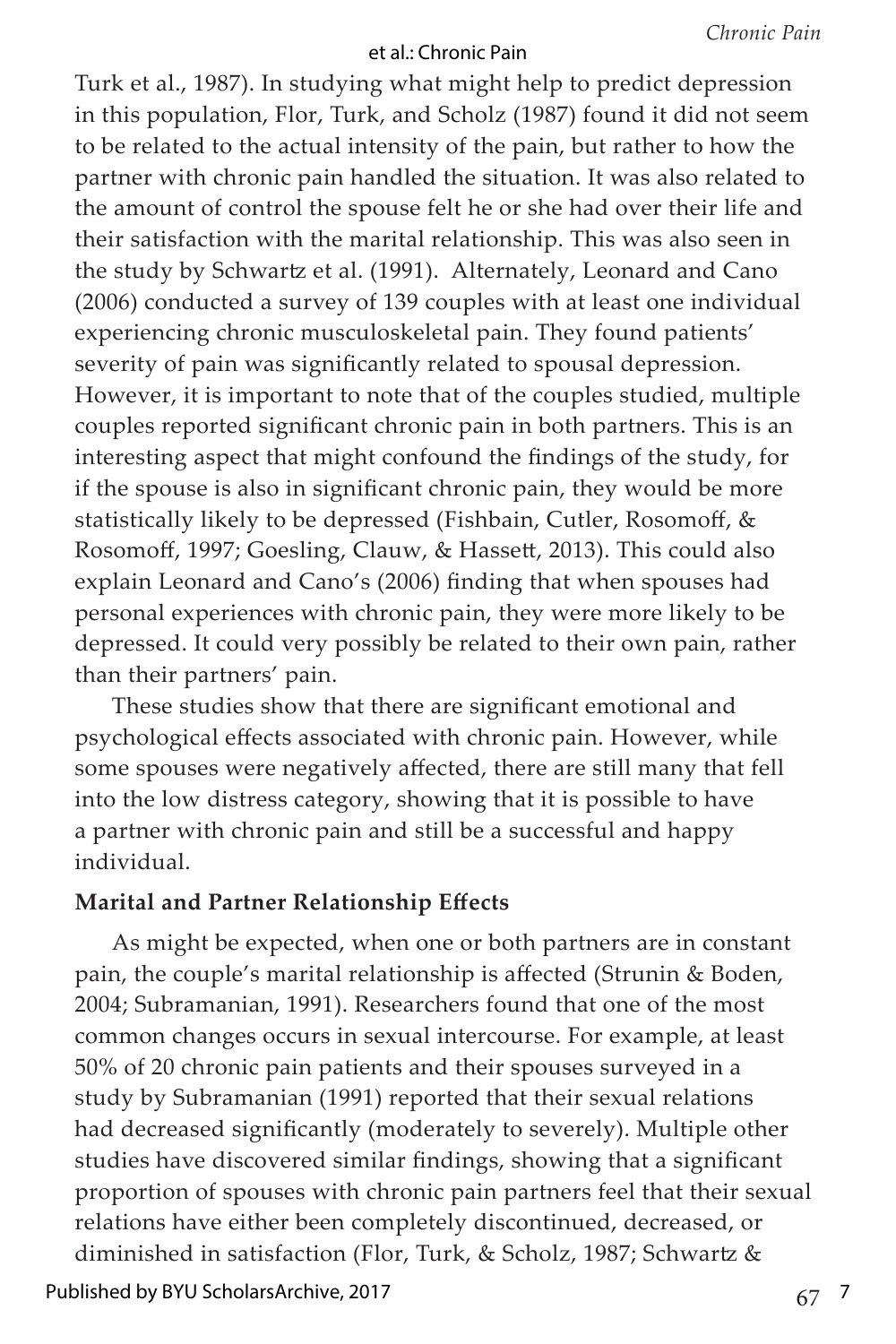Turk et al., 1987). In studying what might help to predict depression in this population, Flor, Turk, and Scholz (1987) found it did not seem to be related to the actual intensity of the pain, but rather to how the partner with chronic pain handled the situation. It was also related to the amount of control the spouse felt he or she had over their life and their satisfaction with the marital relationship. This was also seen in the study by Schwartz et al. (1991). Alternately, Leonard and Cano (2006) conducted a survey of 139 couples with at least one individual experiencing chronic musculoskeletal pain. They found patients' severity of pain was significantly related to spousal depression. However, it is important to note that of the couples studied, multiple couples reported significant chronic pain in both partners. This is an interesting aspect that might confound the findings of the study, for if the spouse is also in significant chronic pain, they would be more statistically likely to be depressed (Fishbain, Cutler, Rosomoff, & Rosomoff, 1997; Goesling, Clauw, & Hassett, 2013). This could also explain Leonard and Cano's (2006) finding that when spouses had personal experiences with chronic pain, they were more likely to be depressed. It could very possibly be related to their own pain, rather than their partners' pain.

These studies show that there are significant emotional and psychological effects associated with chronic pain. However, while some spouses were negatively affected, there are still many that fell into the low distress category, showing that it is possible to have a partner with chronic pain and still be a successful and happy individual.

**Marital and Partner Relationship Effects**

As might be expected, when one or both partners are in constant pain, the couple's marital relationship is affected (Strunin & Boden, 2004; Subramanian, 1991). Researchers found that one of the most common changes occurs in sexual intercourse. For example, at least 50% of 20 chronic pain patients and their spouses surveyed in a study by Subramanian (1991) reported that their sexual relations had decreased significantly (moderately to severely). Multiple other studies have discovered similar findings, showing that a significant proportion of spouses with chronic pain partners feel that their sexual relations have either been completely discontinued, decreased, or diminished in satisfaction (Flor, Turk, & Scholz, 1987; Schwartz &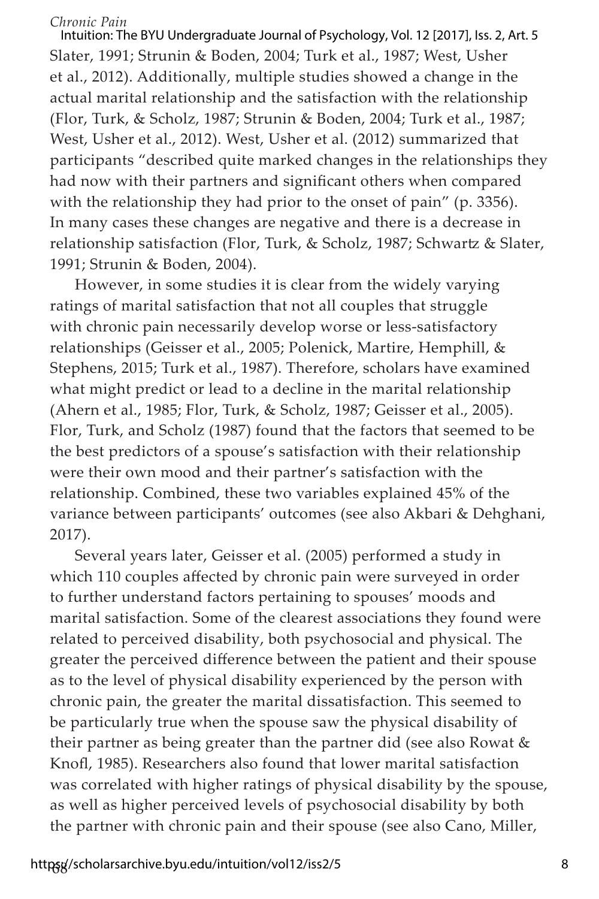Slater, 1991; Strunin & Boden, 2004; Turk et al., 1987; West, Usher et al., 2012). Additionally, multiple studies showed a change in the actual marital relationship and the satisfaction with the relationship (Flor, Turk, & Scholz, 1987; Strunin & Boden, 2004; Turk et al., 1987; West, Usher et al., 2012). West, Usher et al. (2012) summarized that participants "described quite marked changes in the relationships they had now with their partners and significant others when compared with the relationship they had prior to the onset of pain" (p. 3356). In many cases these changes are negative and there is a decrease in relationship satisfaction (Flor, Turk, & Scholz, 1987; Schwartz & Slater, 1991; Strunin & Boden, 2004).

However, in some studies it is clear from the widely varying ratings of marital satisfaction that not all couples that struggle with chronic pain necessarily develop worse or less-satisfactory relationships (Geisser et al., 2005; Polenick, Martire, Hemphill, & Stephens, 2015; Turk et al., 1987). Therefore, scholars have examined what might predict or lead to a decline in the marital relationship (Ahern et al., 1985; Flor, Turk, & Scholz, 1987; Geisser et al., 2005). Flor, Turk, and Scholz (1987) found that the factors that seemed to be the best predictors of a spouse's satisfaction with their relationship were their own mood and their partner's satisfaction with the relationship. Combined, these two variables explained 45% of the variance between participants' outcomes (see also Akbari & Dehghani, 2017).

Several years later, Geisser et al. (2005) performed a study in which 110 couples affected by chronic pain were surveyed in order to further understand factors pertaining to spouses' moods and marital satisfaction. Some of the clearest associations they found were related to perceived disability, both psychosocial and physical. The greater the perceived difference between the patient and their spouse as to the level of physical disability experienced by the person with chronic pain, the greater the marital dissatisfaction. This seemed to be particularly true when the spouse saw the physical disability of their partner as being greater than the partner did (see also Rowat & Knofl, 1985). Researchers also found that lower marital satisfaction was correlated with higher ratings of physical disability by the spouse, as well as higher perceived levels of psychosocial disability by both the partner with chronic pain and their spouse (see also Cano, Miller,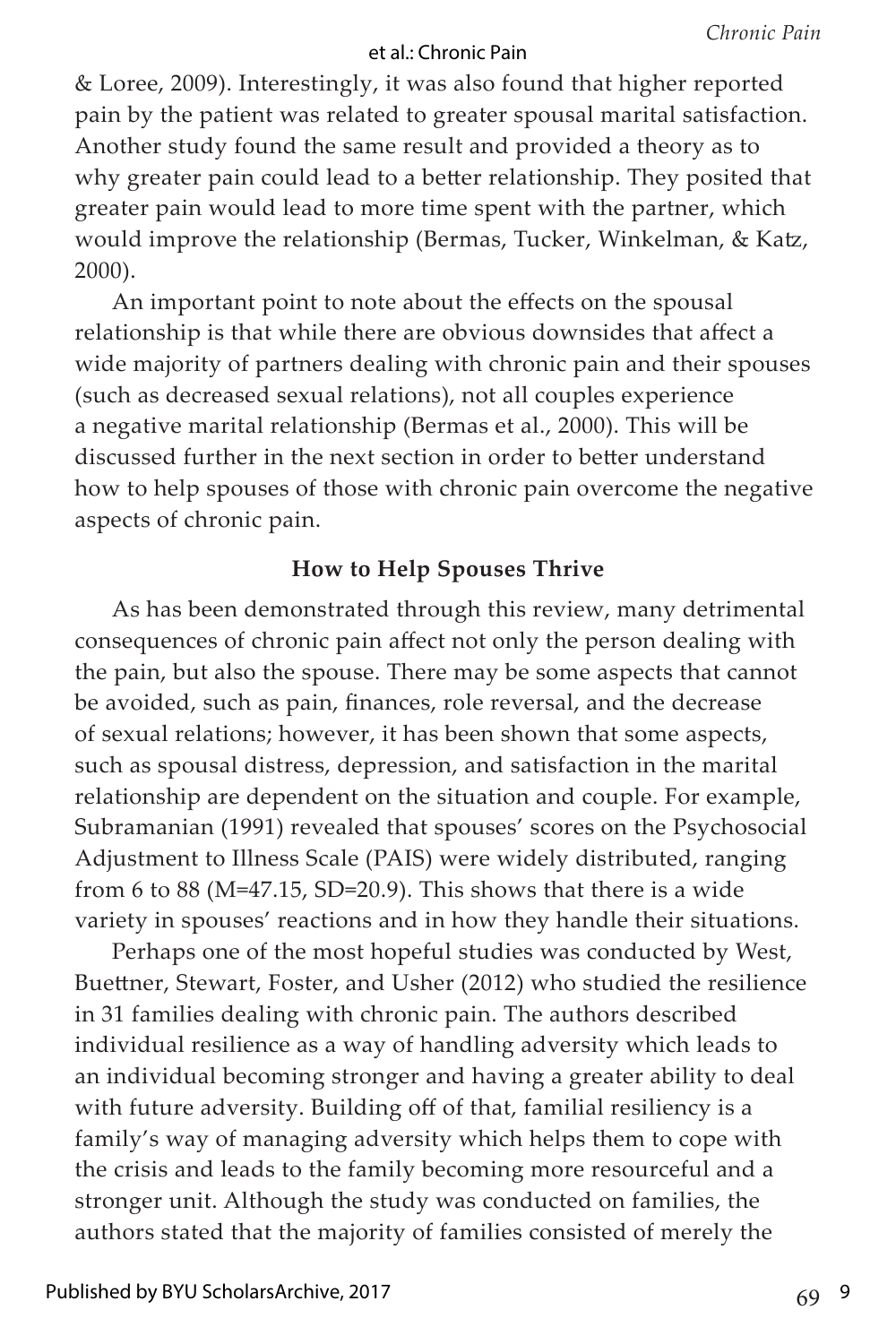& Loree, 2009). Interestingly, it was also found that higher reported pain by the patient was related to greater spousal marital satisfaction. Another study found the same result and provided a theory as to why greater pain could lead to a better relationship. They posited that greater pain would lead to more time spent with the partner, which would improve the relationship (Bermas, Tucker, Winkelman, & Katz, 2000).

An important point to note about the effects on the spousal relationship is that while there are obvious downsides that affect a wide majority of partners dealing with chronic pain and their spouses (such as decreased sexual relations), not all couples experience a negative marital relationship (Bermas et al., 2000). This will be discussed further in the next section in order to better understand how to help spouses of those with chronic pain overcome the negative aspects of chronic pain.

## How to Help Spouses Thrive

As has been demonstrated through this review, many detrimental consequences of chronic pain affect not only the person dealing with the pain, but also the spouse. There may be some aspects that cannot be avoided, such as pain, finances, role reversal, and the decrease of sexual relations; however, it has been shown that some aspects, such as spousal distress, depression, and satisfaction in the marital relationship are dependent on the situation and couple. For example, Subramanian (1991) revealed that spouses' scores on the Psychosocial Adjustment to Illness Scale (PAIS) were widely distributed, ranging from 6 to 88 ($M=47.15$, $SD=20.9$). This shows that there is a wide variety in spouses' reactions and in how they handle their situations.

Perhaps one of the most hopeful studies was conducted by West, Buettner, Stewart, Foster, and Usher (2012) who studied the resilience in 31 families dealing with chronic pain. The authors described individual resilience as a way of handling adversity which leads to an individual becoming stronger and having a greater ability to deal with future adversity. Building off of that, familial resiliency is a family's way of managing adversity which helps them to cope with the crisis and leads to the family becoming more resourceful and a stronger unit. Although the study was conducted on families, the authors stated that the majority of families consisted of merely the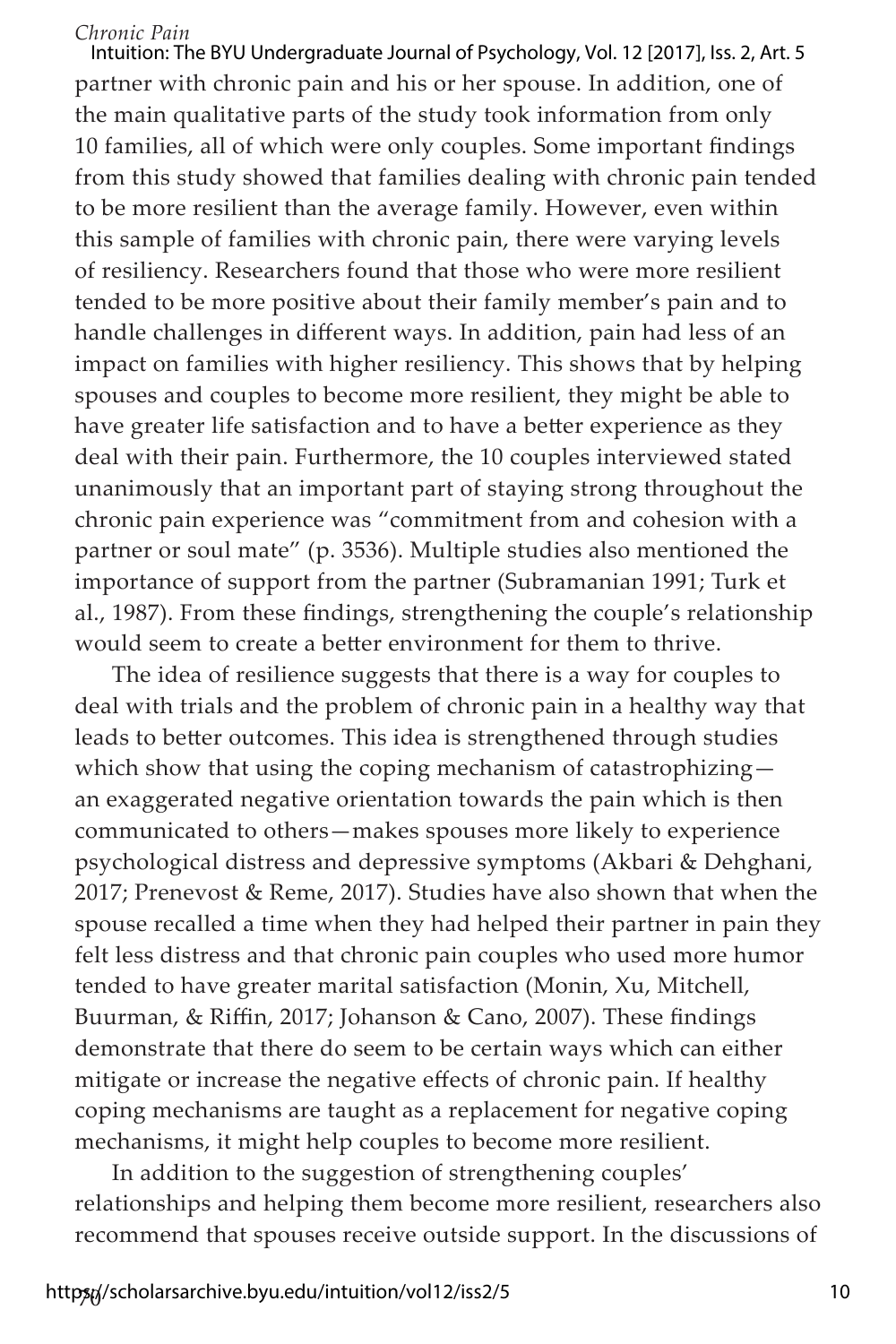partner with chronic pain and his or her spouse. In addition, one of the main qualitative parts of the study took information from only 10 families, all of which were only couples. Some important findings from this study showed that families dealing with chronic pain tended to be more resilient than the average family. However, even within this sample of families with chronic pain, there were varying levels of resiliency. Researchers found that those who were more resilient tended to be more positive about their family member's pain and to handle challenges in different ways. In addition, pain had less of an impact on families with higher resiliency. This shows that by helping spouses and couples to become more resilient, they might be able to have greater life satisfaction and to have a better experience as they deal with their pain. Furthermore, the 10 couples interviewed stated unanimously that an important part of staying strong throughout the chronic pain experience was "commitment from and cohesion with a partner or soul mate" (p. 3536). Multiple studies also mentioned the importance of support from the partner (Subramanian 1991; Turk et al., 1987). From these findings, strengthening the couple's relationship would seem to create a better environment for them to thrive.

The idea of resilience suggests that there is a way for couples to deal with trials and the problem of chronic pain in a healthy way that leads to better outcomes. This idea is strengthened through studies which show that using the coping mechanism of catastrophizing—an exaggerated negative orientation towards the pain which is then communicated to others—makes spouses more likely to experience psychological distress and depressive symptoms (Akbari & Dehghani, 2017; Prenevost & Reme, 2017). Studies have also shown that when the spouse recalled a time when they had helped their partner in pain they felt less distress and that chronic pain couples who used more humor tended to have greater marital satisfaction (Monin, Xu, Mitchell, Buurman, & Riffin, 2017; Johanson & Cano, 2007). These findings demonstrate that there do seem to be certain ways which can either mitigate or increase the negative effects of chronic pain. If healthy coping mechanisms are taught as a replacement for negative coping mechanisms, it might help couples to become more resilient.

In addition to the suggestion of strengthening couples' relationships and helping them become more resilient, researchers also recommend that spouses receive outside support. In the discussions of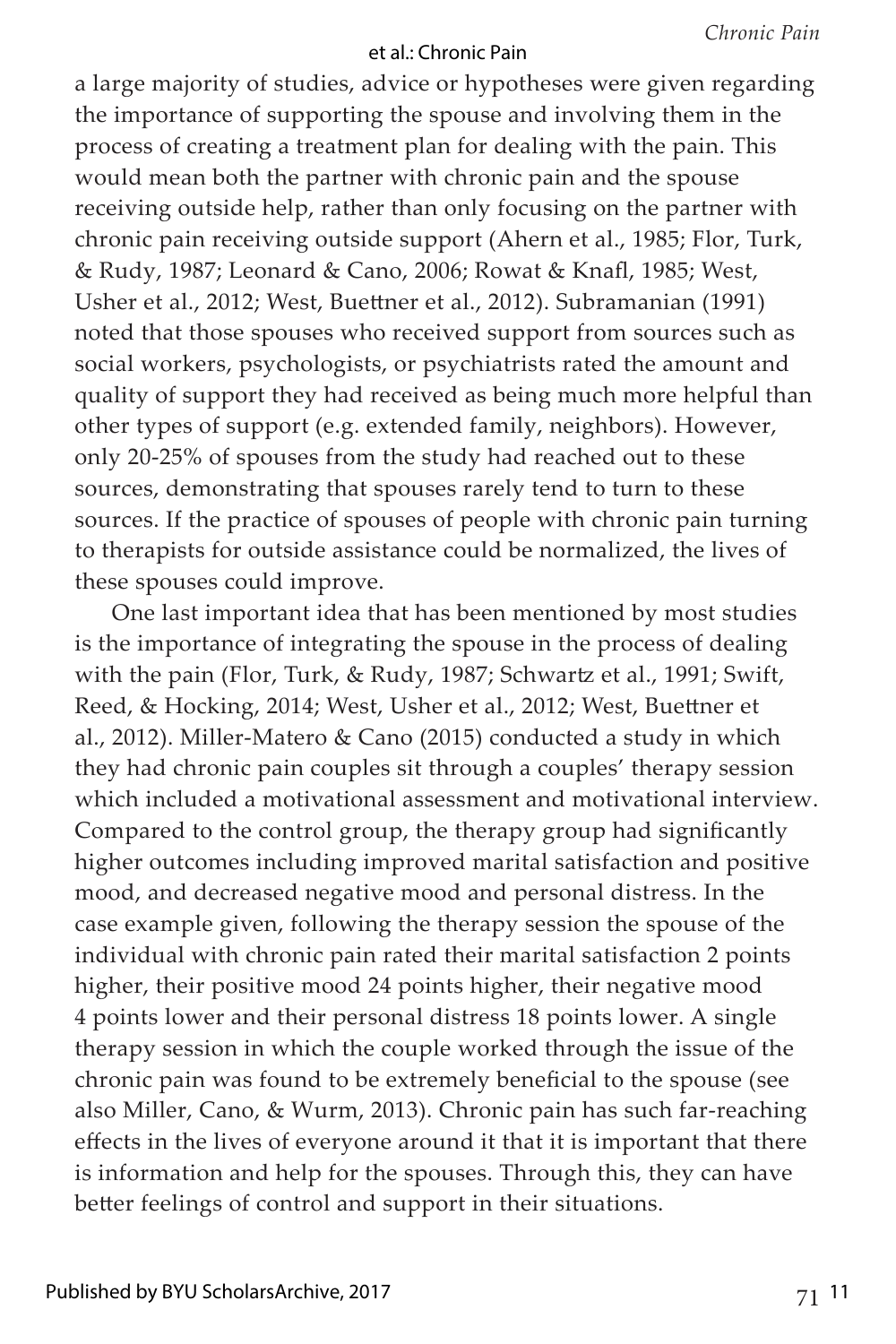a large majority of studies, advice or hypotheses were given regarding the importance of supporting the spouse and involving them in the process of creating a treatment plan for dealing with the pain. This would mean both the partner with chronic pain and the spouse receiving outside help, rather than only focusing on the partner with chronic pain receiving outside support (Ahern et al., 1985; Flor, Turk, & Rudy, 1987; Leonard & Cano, 2006; Rowat & Knafl, 1985; West, Usher et al., 2012; West, Buettner et al., 2012). Subramanian (1991) noted that those spouses who received support from sources such as social workers, psychologists, or psychiatrists rated the amount and quality of support they had received as being much more helpful than other types of support (e.g. extended family, neighbors). However, only 20-25% of spouses from the study had reached out to these sources, demonstrating that spouses rarely tend to turn to these sources. If the practice of spouses of people with chronic pain turning to therapists for outside assistance could be normalized, the lives of these spouses could improve.

One last important idea that has been mentioned by most studies is the importance of integrating the spouse in the process of dealing with the pain (Flor, Turk, & Rudy, 1987; Schwartz et al., 1991; Swift, Reed, & Hocking, 2014; West, Usher et al., 2012; West, Buettner et al., 2012). Miller-Matero & Cano (2015) conducted a study in which they had chronic pain couples sit through a couples' therapy session which included a motivational assessment and motivational interview. Compared to the control group, the therapy group had significantly higher outcomes including improved marital satisfaction and positive mood, and decreased negative mood and personal distress. In the case example given, following the therapy session the spouse of the individual with chronic pain rated their marital satisfaction 2 points higher, their positive mood 24 points higher, their negative mood 4 points lower and their personal distress 18 points lower. A single therapy session in which the couple worked through the issue of the chronic pain was found to be extremely beneficial to the spouse (see also Miller, Cano, & Wurm, 2013). Chronic pain has such far-reaching effects in the lives of everyone around it that it is important that there is information and help for the spouses. Through this, they can have better feelings of control and support in their situations.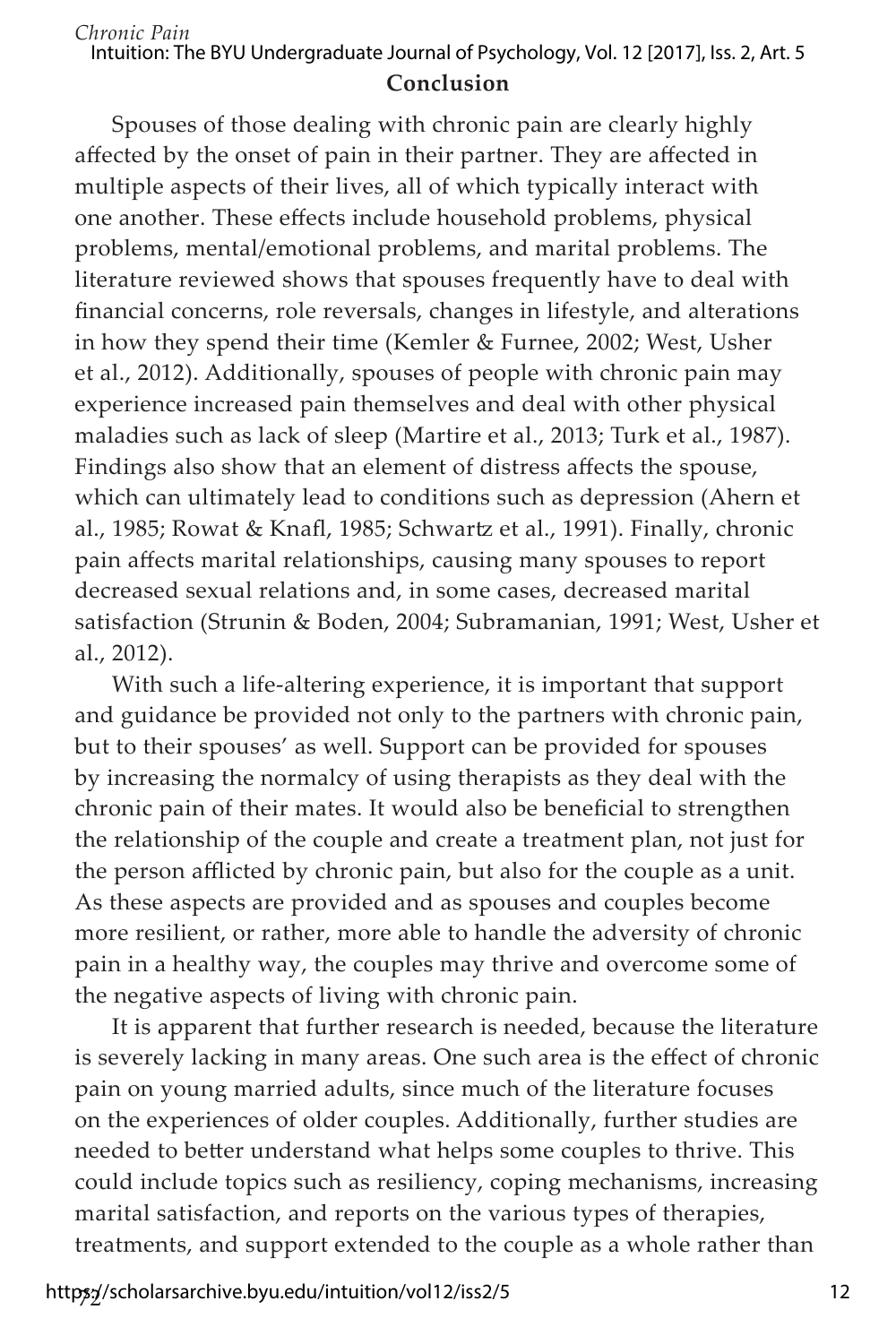## Conclusion

Spouses of those dealing with chronic pain are clearly highly affected by the onset of pain in their partner. They are affected in multiple aspects of their lives, all of which typically interact with one another. These effects include household problems, physical problems, mental/emotional problems, and marital problems. The literature reviewed shows that spouses frequently have to deal with financial concerns, role reversals, changes in lifestyle, and alterations in how they spend their time (Kemler & Furnee, 2002; West, Usher et al., 2012). Additionally, spouses of people with chronic pain may experience increased pain themselves and deal with other physical maladies such as lack of sleep (Martire et al., 2013; Turk et al., 1987). Findings also show that an element of distress affects the spouse, which can ultimately lead to conditions such as depression (Ahern et al., 1985; Rowat & Knafl, 1985; Schwartz et al., 1991). Finally, chronic pain affects marital relationships, causing many spouses to report decreased sexual relations and, in some cases, decreased marital satisfaction (Strunin & Boden, 2004; Subramanian, 1991; West, Usher et al., 2012).

With such a life-altering experience, it is important that support and guidance be provided not only to the partners with chronic pain, but to their spouses' as well. Support can be provided for spouses by increasing the normalcy of using therapists as they deal with the chronic pain of their mates. It would also be beneficial to strengthen the relationship of the couple and create a treatment plan, not just for the person afflicted by chronic pain, but also for the couple as a unit. As these aspects are provided and as spouses and couples become more resilient, or rather, more able to handle the adversity of chronic pain in a healthy way, the couples may thrive and overcome some of the negative aspects of living with chronic pain.

It is apparent that further research is needed, because the literature is severely lacking in many areas. One such area is the effect of chronic pain on young married adults, since much of the literature focuses on the experiences of older couples. Additionally, further studies are needed to better understand what helps some couples to thrive. This could include topics such as resiliency, coping mechanisms, increasing marital satisfaction, and reports on the various types of therapies, treatments, and support extended to the couple as a whole rather than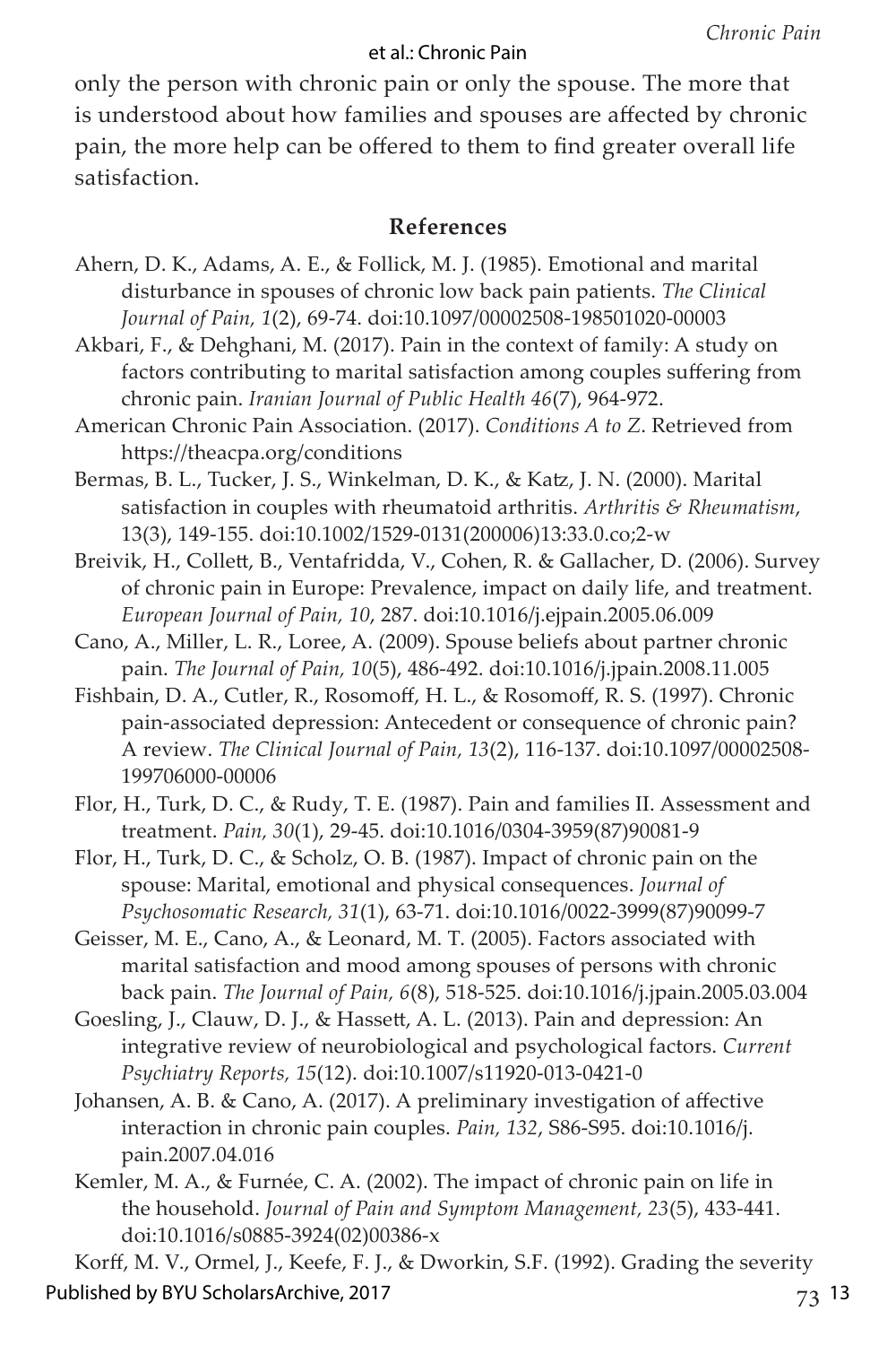only the person with chronic pain or only the spouse. The more that is understood about how families and spouses are affected by chronic pain, the more help can be offered to them to find greater overall life satisfaction.

## References

Ahern, D. K., Adams, A. E., & Follick, M. J. (1985). Emotional and marital disturbance in spouses of chronic low back pain patients. *The Clinical Journal of Pain, 1*(2), 69-74. doi:10.1097/00002508-198501020-00003

Akbari, F., & Dehghani, M. (2017). Pain in the context of family: A study on factors contributing to marital satisfaction among couples suffering from chronic pain. *Iranian Journal of Public Health 46*(7), 964-972.

American Chronic Pain Association. (2017). *Conditions A to Z*. Retrieved from https://theacpa.org/conditions

Bermas, B. L., Tucker, J. S., Winkelman, D. K., & Katz, J. N. (2000). Marital satisfaction in couples with rheumatoid arthritis. *Arthritis & Rheumatism*, 13(3), 149-155. doi:10.1002/1529-0131(200006)13:33.0.co;2-w

Breivik, H., Collett, B., Ventafridda, V., Cohen, R. & Gallacher, D. (2006). Survey of chronic pain in Europe: Prevalence, impact on daily life, and treatment. *European Journal of Pain, 10*, 287. doi:10.1016/j.ejpain.2005.06.009

Cano, A., Miller, L. R., Loree, A. (2009). Spouse beliefs about partner chronic pain. *The Journal of Pain, 10*(5), 486-492. doi:10.1016/j.jpain.2008.11.005

Fishbain, D. A., Cutler, R., Rosomoff, H. L., & Rosomoff, R. S. (1997). Chronic pain-associated depression: Antecedent or consequence of chronic pain? A review. *The Clinical Journal of Pain, 13*(2), 116-137. doi:10.1097/00002508-199706000-00006

Flor, H., Turk, D. C., & Rudy, T. E. (1987). Pain and families II. Assessment and treatment. *Pain, 30*(1), 29-45. doi:10.1016/0304-3959(87)90081-9

Flor, H., Turk, D. C., & Scholz, O. B. (1987). Impact of chronic pain on the spouse: Marital, emotional and physical consequences. *Journal of Psychosomatic Research, 31*(1), 63-71. doi:10.1016/0022-3999(87)90099-7

Geisser, M. E., Cano, A., & Leonard, M. T. (2005). Factors associated with marital satisfaction and mood among spouses of persons with chronic back pain. *The Journal of Pain, 6*(8), 518-525. doi:10.1016/j.jpain.2005.03.004

Goesling, J., Clauw, D. J., & Hassett, A. L. (2013). Pain and depression: An integrative review of neurobiological and psychological factors. *Current Psychiatry Reports, 15*(12). doi:10.1007/s11920-013-0421-0

Johansen, A. B. & Cano, A. (2017). A preliminary investigation of affective interaction in chronic pain couples. *Pain, 132*, S86-S95. doi:10.1016/j.pain.2007.04.016

Kemler, M. A., & Furnée, C. A. (2002). The impact of chronic pain on life in the household. *Journal of Pain and Symptom Management, 23*(5), 433-441. doi:10.1016/s0885-3924(02)00386-x

Korff, M. V., Ormel, J., Keefe, F. J., & Dworkin, S.F. (1992). Grading the severity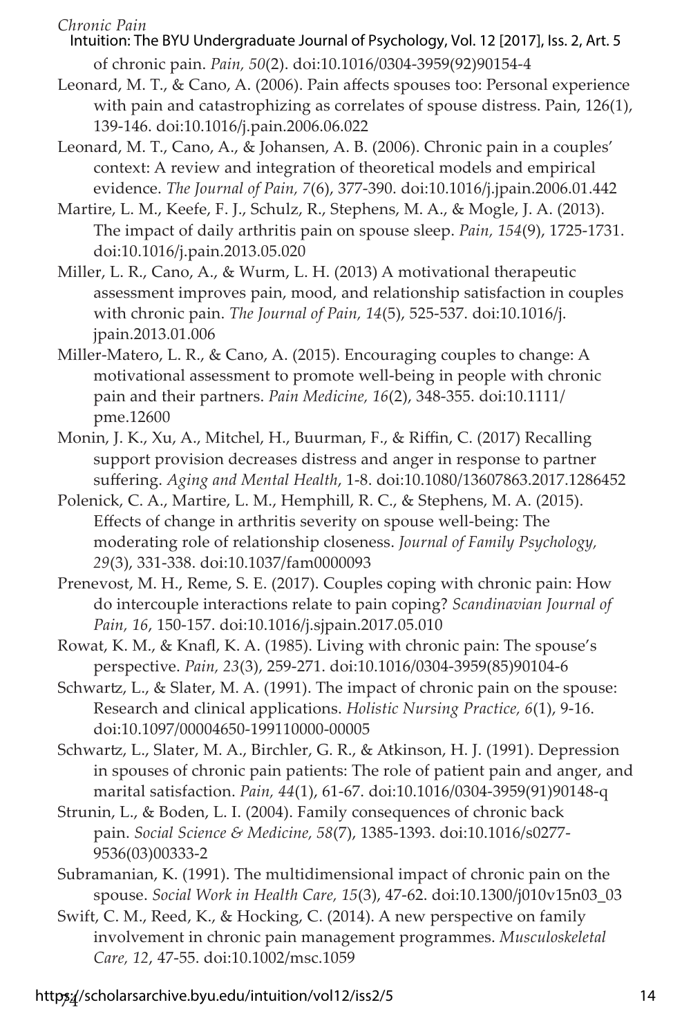of chronic pain. *Pain, 50*(2). doi:10.1016/0304-3959(92)90154-4

Leonard, M. T., & Cano, A. (2006). Pain affects spouses too: Personal experience with pain and catastrophizing as correlates of spouse distress. Pain, 126(1), 139-146. doi:10.1016/j.pain.2006.06.022

Leonard, M. T., Cano, A., & Johansen, A. B. (2006). Chronic pain in a couples' context: A review and integration of theoretical models and empirical evidence. *The Journal of Pain, 7*(6), 377-390. doi:10.1016/j.jpain.2006.01.442

Martire, L. M., Keefe, F. J., Schulz, R., Stephens, M. A., & Mogle, J. A. (2013). The impact of daily arthritis pain on spouse sleep. *Pain, 154*(9), 1725-1731. doi:10.1016/j.pain.2013.05.020

Miller, L. R., Cano, A., & Wurm, L. H. (2013) A motivational therapeutic assessment improves pain, mood, and relationship satisfaction in couples with chronic pain. *The Journal of Pain, 14*(5), 525-537. doi:10.1016/j.jpain.2013.01.006

Miller-Matero, L. R., & Cano, A. (2015). Encouraging couples to change: A motivational assessment to promote well-being in people with chronic pain and their partners. *Pain Medicine, 16*(2), 348-355. doi:10.1111/pme.12600

Monin, J. K., Xu, A., Mitchel, H., Buurman, F., & Riffin, C. (2017) Recalling support provision decreases distress and anger in response to partner suffering. *Aging and Mental Health*, 1-8. doi:10.1080/13607863.2017.1286452

Polenick, C. A., Martire, L. M., Hemphill, R. C., & Stephens, M. A. (2015). Effects of change in arthritis severity on spouse well-being: The moderating role of relationship closeness. *Journal of Family Psychology, 29*(3), 331-338. doi:10.1037/fam0000093

Prenevost, M. H., Reme, S. E. (2017). Couples coping with chronic pain: How do intercouple interactions relate to pain coping? *Scandinavian Journal of Pain, 16*, 150-157. doi:10.1016/j.sjpain.2017.05.010

Rowat, K. M., & Knafl, K. A. (1985). Living with chronic pain: The spouse's perspective. *Pain, 23*(3), 259-271. doi:10.1016/0304-3959(85)90104-6

Schwartz, L., & Slater, M. A. (1991). The impact of chronic pain on the spouse: Research and clinical applications. *Holistic Nursing Practice, 6*(1), 9-16. doi:10.1097/00004650-199110000-00005

Schwartz, L., Slater, M. A., Birchler, G. R., & Atkinson, H. J. (1991). Depression in spouses of chronic pain patients: The role of patient pain and anger, and marital satisfaction. *Pain, 44*(1), 61-67. doi:10.1016/0304-3959(91)90148-q

Strunin, L., & Boden, L. I. (2004). Family consequences of chronic back pain. *Social Science & Medicine, 58*(7), 1385-1393. doi:10.1016/s0277-9536(03)00333-2

Subramanian, K. (1991). The multidimensional impact of chronic pain on the spouse. *Social Work in Health Care, 15*(3), 47-62. doi:10.1300/j010v15n03_03

Swift, C. M., Reed, K., & Hocking, C. (2014). A new perspective on family involvement in chronic pain management programmes. *Musculoskeletal Care, 12*, 47-55. doi:10.1002/msc.1059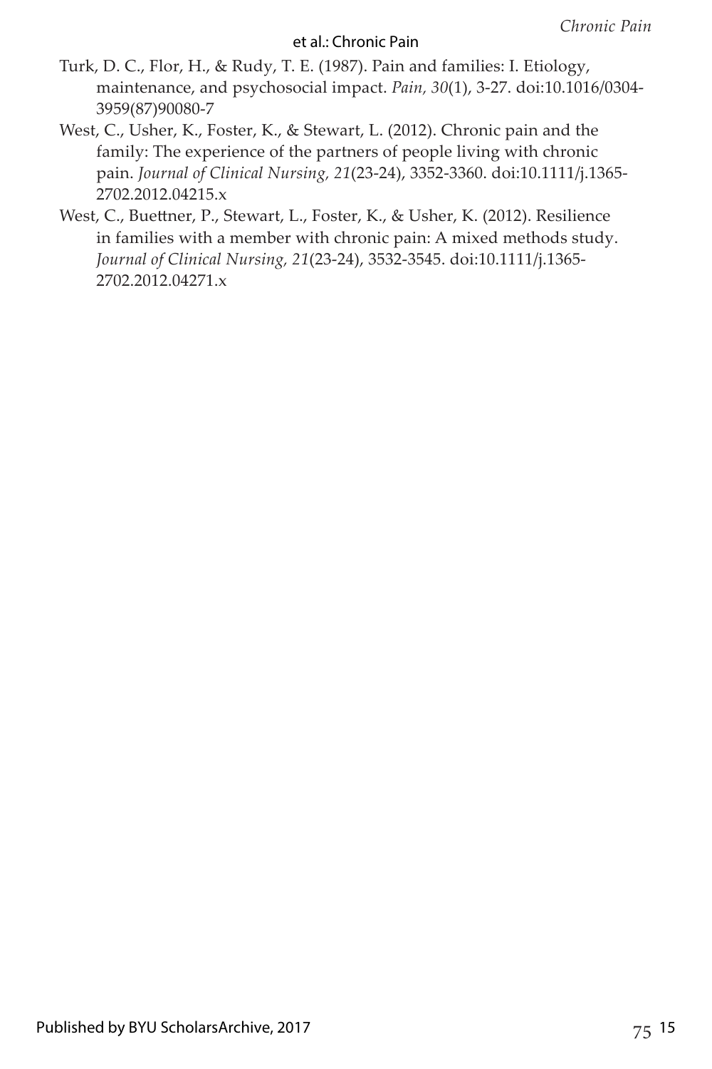Turk, D. C., Flor, H., & Rudy, T. E. (1987). Pain and families: I. Etiology, maintenance, and psychosocial impact. *Pain, 30*(1), 3-27. doi:10.1016/0304-3959(87)90080-7

West, C., Usher, K., Foster, K., & Stewart, L. (2012). Chronic pain and the family: The experience of the partners of people living with chronic pain. *Journal of Clinical Nursing, 21*(23-24), 3352-3360. doi:10.1111/j.1365-2702.2012.04215.x

West, C., Buettner, P., Stewart, L., Foster, K., & Usher, K. (2012). Resilience in families with a member with chronic pain: A mixed methods study. *Journal of Clinical Nursing, 21*(23-24), 3532-3545. doi:10.1111/j.1365-2702.2012.04271.x